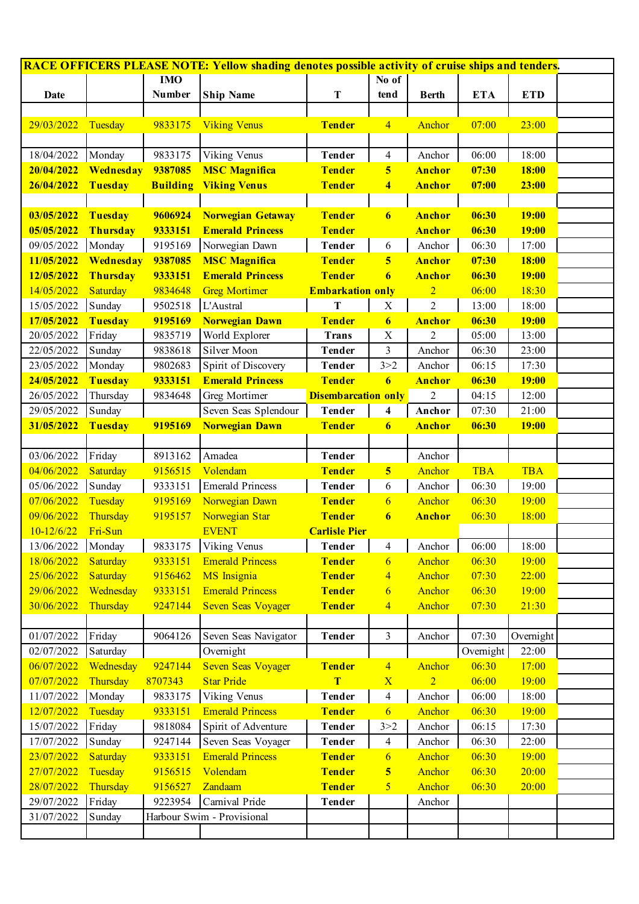**RACE OFFICERS PLEASE NOTE: Yellow shading denotes possible activity of cruise ships and tenders.**

| Date | | IMO Number | Ship Name | T | No of tend | Berth | ETA | ETD | |
|---|---|---|---|---|---|---|---|---|---|
| | | | | | | | | | |
| 29/03/2022 | Tuesday | 9833175 | Viking Venus | Tender | 4 | Anchor | 07:00 | 23:00 | |
| | | | | | | | | | |
| 18/04/2022 | Monday | 9833175 | Viking Venus | Tender | 4 | Anchor | 06:00 | 18:00 | |
| 20/04/2022 | Wednesday | 9387085 | MSC Magnifica | Tender | 5 | Anchor | 07:30 | 18:00 | |
| 26/04/2022 | Tuesday | Building | Viking Venus | Tender | 4 | Anchor | 07:00 | 23:00 | |
| | | | | | | | | | |
| 03/05/2022 | Tuesday | 9606924 | Norwegian Getaway | Tender | 6 | Anchor | 06:30 | 19:00 | |
| 05/05/2022 | Thursday | 9333151 | Emerald Princess | Tender | | Anchor | 06:30 | 19:00 | |
| 09/05/2022 | Monday | 9195169 | Norwegian Dawn | Tender | 6 | Anchor | 06:30 | 17:00 | |
| 11/05/2022 | Wednesday | 9387085 | MSC Magnifica | Tender | 5 | Anchor | 07:30 | 18:00 | |
| 12/05/2022 | Thursday | 9333151 | Emerald Princess | Tender | 6 | Anchor | 06:30 | 19:00 | |
| 14/05/2022 | Saturday | 9834648 | Greg Mortimer | Embarkation only | | 2 | 06:00 | 18:30 | |
| 15/05/2022 | Sunday | 9502518 | L'Austral | T | X | 2 | 13:00 | 18:00 | |
| 17/05/2022 | Tuesday | 9195169 | Norwegian Dawn | Tender | 6 | Anchor | 06:30 | 19:00 | |
| 20/05/2022 | Friday | 9835719 | World Explorer | Trans | X | 2 | 05:00 | 13:00 | |
| 22/05/2022 | Sunday | 9838618 | Silver Moon | Tender | 3 | Anchor | 06:30 | 23:00 | |
| 23/05/2022 | Monday | 9802683 | Spirit of Discovery | Tender | 3>2 | Anchor | 06:15 | 17:30 | |
| 24/05/2022 | Tuesday | 9333151 | Emerald Princess | Tender | 6 | Anchor | 06:30 | 19:00 | |
| 26/05/2022 | Thursday | 9834648 | Greg Mortimer | Disembarcation only | | 2 | 04:15 | 12:00 | |
| 29/05/2022 | Sunday | | Seven Seas Splendour | Tender | 4 | Anchor | 07:30 | 21:00 | |
| 31/05/2022 | Tuesday | 9195169 | Norwegian Dawn | Tender | 6 | Anchor | 06:30 | 19:00 | |
| | | | | | | | | | |
| 03/06/2022 | Friday | 8913162 | Amadea | Tender | | Anchor | | | |
| 04/06/2022 | Saturday | 9156515 | Volendam | Tender | 5 | Anchor | TBA | TBA | |
| 05/06/2022 | Sunday | 9333151 | Emerald Princess | Tender | 6 | Anchor | 06:30 | 19:00 | |
| 07/06/2022 | Tuesday | 9195169 | Norwegian Dawn | Tender | 6 | Anchor | 06:30 | 19:00 | |
| 09/06/2022 | Thursday | 9195157 | Norwegian Star | Tender | 6 | Anchor | 06:30 | 18:00 | |
| 10-12/6/22 | Fri-Sun | | EVENT | Carlisle Pier | | | | | |
| 13/06/2022 | Monday | 9833175 | Viking Venus | Tender | 4 | Anchor | 06:00 | 18:00 | |
| 18/06/2022 | Saturday | 9333151 | Emerald Princess | Tender | 6 | Anchor | 06:30 | 19:00 | |
| 25/06/2022 | Saturday | 9156462 | MS Insignia | Tender | 4 | Anchor | 07:30 | 22:00 | |
| 29/06/2022 | Wednesday | 9333151 | Emerald Princess | Tender | 6 | Anchor | 06:30 | 19:00 | |
| 30/06/2022 | Thursday | 9247144 | Seven Seas Voyager | Tender | 4 | Anchor | 07:30 | 21:30 | |
| | | | | | | | | | |
| 01/07/2022 | Friday | 9064126 | Seven Seas Navigator | Tender | 3 | Anchor | 07:30 | Overnight | |
| 02/07/2022 | Saturday | | Overnight | | | | Overnight | 22:00 | |
| 06/07/2022 | Wednesday | 9247144 | Seven Seas Voyager | Tender | 4 | Anchor | 06:30 | 17:00 | |
| 07/07/2022 | Thursday | 8707343 | Star Pride | T | X | 2 | 06:00 | 19:00 | |
| 11/07/2022 | Monday | 9833175 | Viking Venus | Tender | 4 | Anchor | 06:00 | 18:00 | |
| 12/07/2022 | Tuesday | 9333151 | Emerald Princess | Tender | 6 | Anchor | 06:30 | 19:00 | |
| 15/07/2022 | Friday | 9818084 | Spirit of Adventure | Tender | 3>2 | Anchor | 06:15 | 17:30 | |
| 17/07/2022 | Sunday | 9247144 | Seven Seas Voyager | Tender | 4 | Anchor | 06:30 | 22:00 | |
| 23/07/2022 | Saturday | 9333151 | Emerald Princess | Tender | 6 | Anchor | 06:30 | 19:00 | |
| 27/07/2022 | Tuesday | 9156515 | Volendam | Tender | 5 | Anchor | 06:30 | 20:00 | |
| 28/07/2022 | Thursday | 9156527 | Zandaam | Tender | 5 | Anchor | 06:30 | 20:00 | |
| 29/07/2022 | Friday | 9223954 | Carnival Pride | Tender | | Anchor | | | |
| 31/07/2022 | Sunday | Harbour Swim - Provisional | | | | | | | |
| | | | | | | | | | |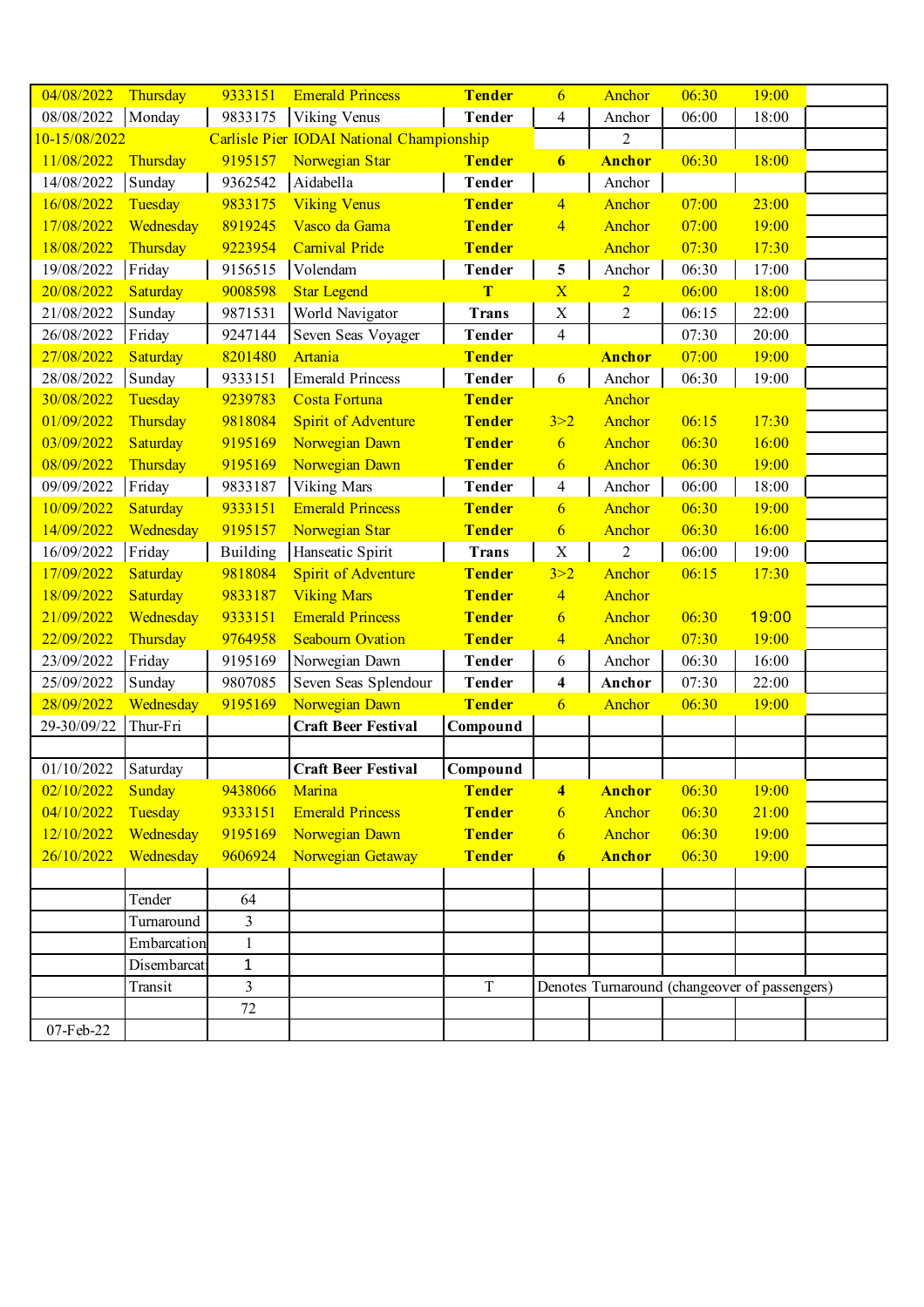| | | | | | | | | | |
|---|---|---|---|---|---|---|---|---|---|
| 04/08/2022 | Thursday | 9333151 | Emerald Princess | **Tender** | 6 | Anchor | 06:30 | 19:00 | |
| 08/08/2022 | Monday | 9833175 | Viking Venus | **Tender** | 4 | Anchor | 06:00 | 18:00 | |
| 10-15/08/2022 | | Carlisle Pier | IODAI National Championship | | | 2 | | | |
| 11/08/2022 | Thursday | 9195157 | Norwegian Star | **Tender** | **6** | **Anchor** | 06:30 | 18:00 | |
| 14/08/2022 | Sunday | 9362542 | Aidabella | **Tender** | | Anchor | | | |
| 16/08/2022 | Tuesday | 9833175 | Viking Venus | **Tender** | 4 | Anchor | 07:00 | 23:00 | |
| 17/08/2022 | Wednesday | 8919245 | Vasco da Gama | **Tender** | 4 | Anchor | 07:00 | 19:00 | |
| 18/08/2022 | Thursday | 9223954 | Carnival Pride | **Tender** | | Anchor | 07:30 | 17:30 | |
| 19/08/2022 | Friday | 9156515 | Volendam | **Tender** | **5** | Anchor | 06:30 | 17:00 | |
| 20/08/2022 | Saturday | 9008598 | Star Legend | **T** | X | 2 | 06:00 | 18:00 | |
| 21/08/2022 | Sunday | 9871531 | World Navigator | **Trans** | X | 2 | 06:15 | 22:00 | |
| 26/08/2022 | Friday | 9247144 | Seven Seas Voyager | **Tender** | 4 | | 07:30 | 20:00 | |
| 27/08/2022 | Saturday | 8201480 | Artania | **Tender** | | **Anchor** | 07:00 | 19:00 | |
| 28/08/2022 | Sunday | 9333151 | Emerald Princess | **Tender** | 6 | Anchor | 06:30 | 19:00 | |
| 30/08/2022 | Tuesday | 9239783 | Costa Fortuna | **Tender** | | Anchor | | | |
| 01/09/2022 | Thursday | 9818084 | Spirit of Adventure | **Tender** | 3>2 | Anchor | 06:15 | 17:30 | |
| 03/09/2022 | Saturday | 9195169 | Norwegian Dawn | **Tender** | 6 | Anchor | 06:30 | 16:00 | |
| 08/09/2022 | Thursday | 9195169 | Norwegian Dawn | **Tender** | 6 | Anchor | 06:30 | 19:00 | |
| 09/09/2022 | Friday | 9833187 | Viking Mars | **Tender** | 4 | Anchor | 06:00 | 18:00 | |
| 10/09/2022 | Saturday | 9333151 | Emerald Princess | **Tender** | 6 | Anchor | 06:30 | 19:00 | |
| 14/09/2022 | Wednesday | 9195157 | Norwegian Star | **Tender** | 6 | Anchor | 06:30 | 16:00 | |
| 16/09/2022 | Friday | Building | Hanseatic Spirit | **Trans** | X | 2 | 06:00 | 19:00 | |
| 17/09/2022 | Saturday | 9818084 | Spirit of Adventure | **Tender** | 3>2 | Anchor | 06:15 | 17:30 | |
| 18/09/2022 | Saturday | 9833187 | Viking Mars | **Tender** | 4 | Anchor | | | |
| 21/09/2022 | Wednesday | 9333151 | Emerald Princess | **Tender** | 6 | Anchor | 06:30 | 19:00 | |
| 22/09/2022 | Thursday | 9764958 | Seabourn Ovation | **Tender** | 4 | Anchor | 07:30 | 19:00 | |
| 23/09/2022 | Friday | 9195169 | Norwegian Dawn | **Tender** | 6 | Anchor | 06:30 | 16:00 | |
| 25/09/2022 | Sunday | 9807085 | Seven Seas Splendour | **Tender** | **4** | **Anchor** | 07:30 | 22:00 | |
| 28/09/2022 | Wednesday | 9195169 | Norwegian Dawn | **Tender** | 6 | Anchor | 06:30 | 19:00 | |
| 29-30/09/22 | Thur-Fri | | **Craft Beer Festival** | **Compound** | | | | | |
| | | | | | | | | | |
| 01/10/2022 | Saturday | | **Craft Beer Festival** | **Compound** | | | | | |
| 02/10/2022 | Sunday | 9438066 | Marina | **Tender** | **4** | **Anchor** | 06:30 | 19:00 | |
| 04/10/2022 | Tuesday | 9333151 | Emerald Princess | **Tender** | 6 | Anchor | 06:30 | 21:00 | |
| 12/10/2022 | Wednesday | 9195169 | Norwegian Dawn | **Tender** | 6 | Anchor | 06:30 | 19:00 | |
| 26/10/2022 | Wednesday | 9606924 | Norwegian Getaway | **Tender** | **6** | **Anchor** | 06:30 | 19:00 | |
| | | | | | | | | | |
| | Tender | 64 | | | | | | | |
| | Turnaround | 3 | | | | | | | |
| | Embarcation | 1 | | | | | | | |
| | Disembarcat | 1 | | | | | | | |
| | Transit | 3 | | T | Denotes Turnaround (changeover of passengers) | | | | |
| | | 72 | | | | | | | |
| 07-Feb-22 | | | | | | | | | |